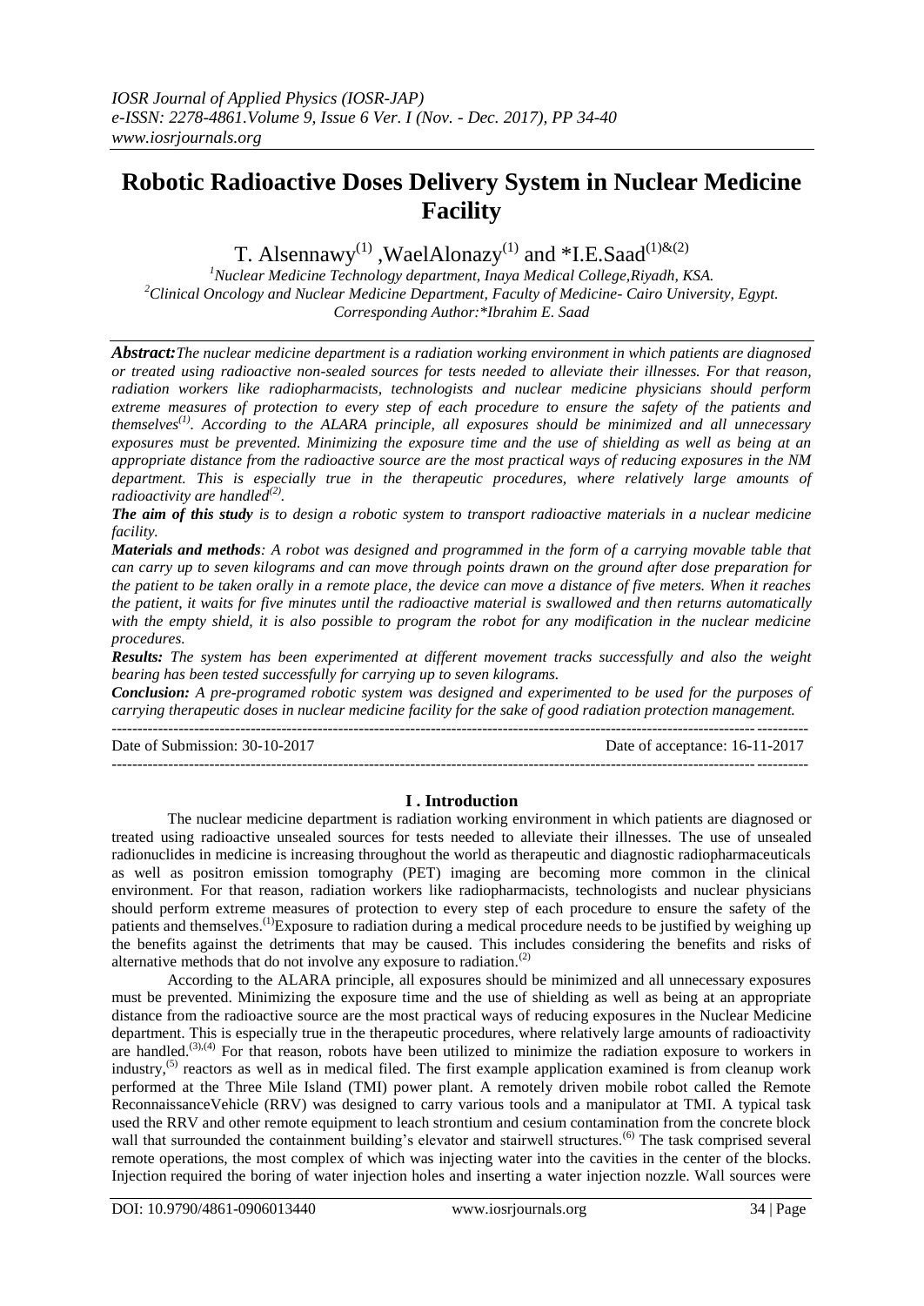# Robotic Radioactive Doses Delivery System in Nuclear Medicine Facility

T. Alsennawy[(1)], WaelAlonazy[(1)] and *I.E.Saad[(1)&(2)]

[1]Nuclear Medicine Technology department, Inaya Medical College,Riyadh, KSA.
[2]Clinical Oncology and Nuclear Medicine Department, Faculty of Medicine- Cairo University, Egypt.
Corresponding Author:*Ibrahim E. Saad

***Abstract:*** *The nuclear medicine department is a radiation working environment in which patients are diagnosed or treated using radioactive non-sealed sources for tests needed to alleviate their illnesses. For that reason, radiation workers like radiopharmacists, technologists and nuclear medicine physicians should perform extreme measures of protection to every step of each procedure to ensure the safety of the patients and themselves[(1)]. According to the ALARA principle, all exposures should be minimized and all unnecessary exposures must be prevented. Minimizing the exposure time and the use of shielding as well as being at an appropriate distance from the radioactive source are the most practical ways of reducing exposures in the NM department. This is especially true in the therapeutic procedures, where relatively large amounts of radioactivity are handled[(2)].*

***The aim of this study*** *is to design a robotic system to transport radioactive materials in a nuclear medicine facility.*

***Materials and methods****: A robot was designed and programmed in the form of a carrying movable table that can carry up to seven kilograms and can move through points drawn on the ground after dose preparation for the patient to be taken orally in a remote place, the device can move a distance of five meters. When it reaches the patient, it waits for five minutes until the radioactive material is swallowed and then returns automatically with the empty shield, it is also possible to program the robot for any modification in the nuclear medicine procedures.*

***Results:*** *The system has been experimented at different movement tracks successfully and also the weight bearing has been tested successfully for carrying up to seven kilograms.*

***Conclusion:*** *A pre-programed robotic system was designed and experimented to be used for the purposes of carrying therapeutic doses in nuclear medicine facility for the sake of good radiation protection management.*

---

Date of Submission: 30-10-2017 Date of acceptance: 16-11-2017

---

## I . Introduction

The nuclear medicine department is radiation working environment in which patients are diagnosed or treated using radioactive unsealed sources for tests needed to alleviate their illnesses. The use of unsealed radionuclides in medicine is increasing throughout the world as therapeutic and diagnostic radiopharmaceuticals as well as positron emission tomography (PET) imaging are becoming more common in the clinical environment. For that reason, radiation workers like radiopharmacists, technologists and nuclear physicians should perform extreme measures of protection to every step of each procedure to ensure the safety of the patients and themselves.[(1)]Exposure to radiation during a medical procedure needs to be justified by weighing up the benefits against the detriments that may be caused. This includes considering the benefits and risks of alternative methods that do not involve any exposure to radiation.[(2)]

According to the ALARA principle, all exposures should be minimized and all unnecessary exposures must be prevented. Minimizing the exposure time and the use of shielding as well as being at an appropriate distance from the radioactive source are the most practical ways of reducing exposures in the Nuclear Medicine department. This is especially true in the therapeutic procedures, where relatively large amounts of radioactivity are handled.[(3),(4)] For that reason, robots have been utilized to minimize the radiation exposure to workers in industry,[(5)] reactors as well as in medical filed. The first example application examined is from cleanup work performed at the Three Mile Island (TMI) power plant. A remotely driven mobile robot called the Remote ReconnaissanceVehicle (RRV) was designed to carry various tools and a manipulator at TMI. A typical task used the RRV and other remote equipment to leach strontium and cesium contamination from the concrete block wall that surrounded the containment building's elevator and stairwell structures.[(6)] The task comprised several remote operations, the most complex of which was injecting water into the cavities in the center of the blocks. Injection required the boring of water injection holes and inserting a water injection nozzle. Wall sources were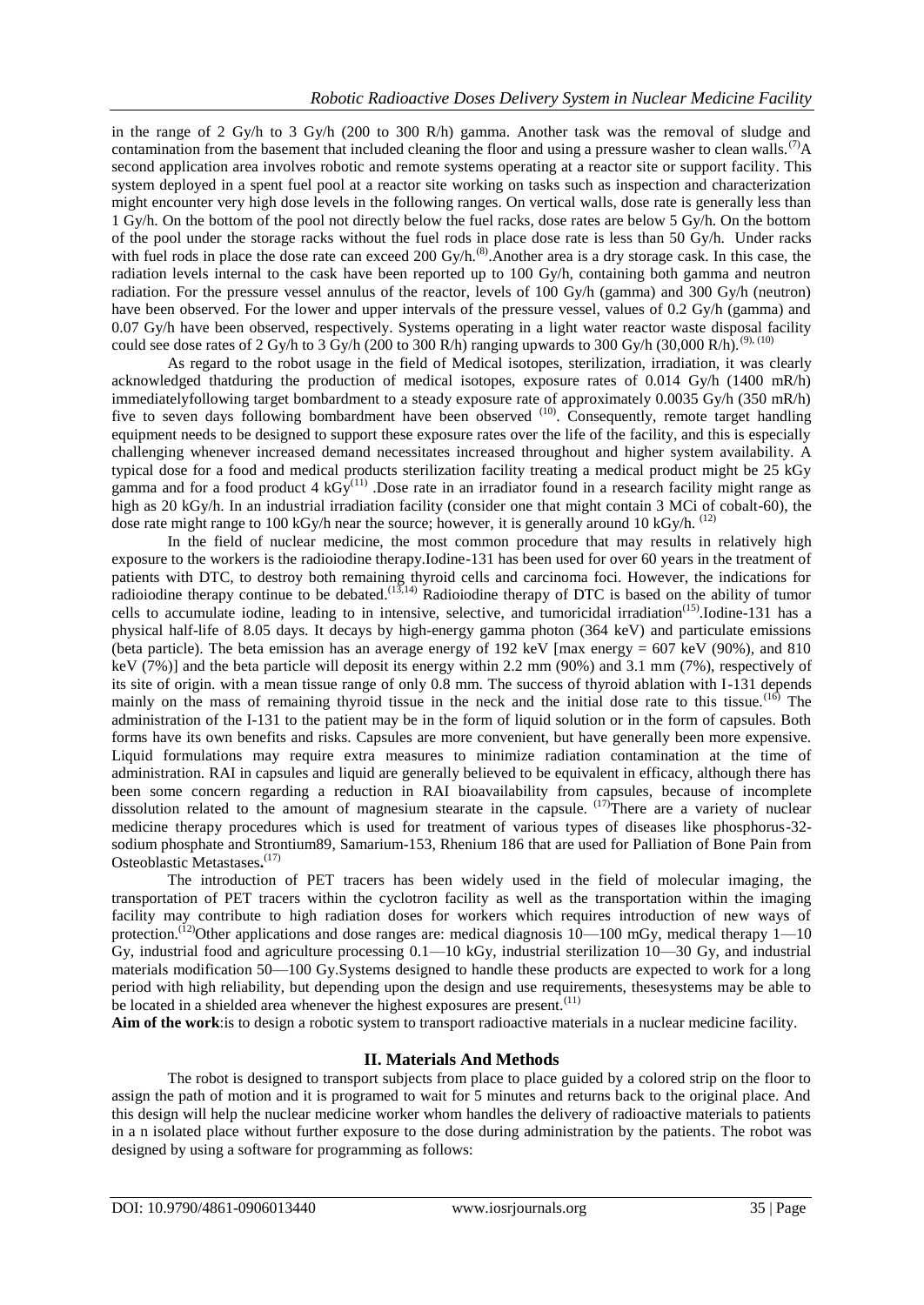in the range of 2 Gy/h to 3 Gy/h (200 to 300 R/h) gamma. Another task was the removal of sludge and contamination from the basement that included cleaning the floor and using a pressure washer to clean walls.[7] A second application area involves robotic and remote systems operating at a reactor site or support facility. This system deployed in a spent fuel pool at a reactor site working on tasks such as inspection and characterization might encounter very high dose levels in the following ranges. On vertical walls, dose rate is generally less than 1 Gy/h. On the bottom of the pool not directly below the fuel racks, dose rates are below 5 Gy/h. On the bottom of the pool under the storage racks without the fuel rods in place dose rate is less than 50 Gy/h. Under racks with fuel rods in place the dose rate can exceed 200 Gy/h.[8]. Another area is a dry storage cask. In this case, the radiation levels internal to the cask have been reported up to 100 Gy/h, containing both gamma and neutron radiation. For the pressure vessel annulus of the reactor, levels of 100 Gy/h (gamma) and 300 Gy/h (neutron) have been observed. For the lower and upper intervals of the pressure vessel, values of 0.2 Gy/h (gamma) and 0.07 Gy/h have been observed, respectively. Systems operating in a light water reactor waste disposal facility could see dose rates of 2 Gy/h to 3 Gy/h (200 to 300 R/h) ranging upwards to 300 Gy/h (30,000 R/h).[9], [10]

As regard to the robot usage in the field of Medical isotopes, sterilization, irradiation, it was clearly acknowledged thatduring the production of medical isotopes, exposure rates of 0.014 Gy/h (1400 mR/h) immediatelyfollowing target bombardment to a steady exposure rate of approximately 0.0035 Gy/h (350 mR/h) five to seven days following bombardment have been observed [10]. Consequently, remote target handling equipment needs to be designed to support these exposure rates over the life of the facility, and this is especially challenging whenever increased demand necessitates increased throughout and higher system availability. A typical dose for a food and medical products sterilization facility treating a medical product might be 25 kGy gamma and for a food product 4 kGy[11] .Dose rate in an irradiator found in a research facility might range as high as 20 kGy/h. In an industrial irradiation facility (consider one that might contain 3 MCi of cobalt-60), the dose rate might range to 100 kGy/h near the source; however, it is generally around 10 kGy/h. [12]

In the field of nuclear medicine, the most common procedure that may results in relatively high exposure to the workers is the radioiodine therapy.Iodine-131 has been used for over 60 years in the treatment of patients with DTC, to destroy both remaining thyroid cells and carcinoma foci. However, the indications for radioiodine therapy continue to be debated.[13,14] Radioiodine therapy of DTC is based on the ability of tumor cells to accumulate iodine, leading to in intensive, selective, and tumoricidal irradiation[15].Iodine-131 has a physical half-life of 8.05 days. It decays by high-energy gamma photon (364 keV) and particulate emissions (beta particle). The beta emission has an average energy of 192 keV [max energy = 607 keV (90%), and 810 keV (7%)] and the beta particle will deposit its energy within 2.2 mm (90%) and 3.1 mm (7%), respectively of its site of origin. with a mean tissue range of only 0.8 mm. The success of thyroid ablation with I-131 depends mainly on the mass of remaining thyroid tissue in the neck and the initial dose rate to this tissue.[16] The administration of the I-131 to the patient may be in the form of liquid solution or in the form of capsules. Both forms have its own benefits and risks. Capsules are more convenient, but have generally been more expensive. Liquid formulations may require extra measures to minimize radiation contamination at the time of administration. RAI in capsules and liquid are generally believed to be equivalent in efficacy, although there has been some concern regarding a reduction in RAI bioavailability from capsules, because of incomplete dissolution related to the amount of magnesium stearate in the capsule. [17]There are a variety of nuclear medicine therapy procedures which is used for treatment of various types of diseases like phosphorus-32-sodium phosphate and Strontium89, Samarium-153, Rhenium 186 that are used for Palliation of Bone Pain from Osteoblastic Metastases**.**[17]

The introduction of PET tracers has been widely used in the field of molecular imaging, the transportation of PET tracers within the cyclotron facility as well as the transportation within the imaging facility may contribute to high radiation doses for workers which requires introduction of new ways of protection.[12]Other applications and dose ranges are: medical diagnosis 10—100 mGy, medical therapy 1—10 Gy, industrial food and agriculture processing 0.1—10 kGy, industrial sterilization 10—30 Gy, and industrial materials modification 50—100 Gy.Systems designed to handle these products are expected to work for a long period with high reliability, but depending upon the design and use requirements, thesesystems may be able to be located in a shielded area whenever the highest exposures are present.[11]

**Aim of the work**:is to design a robotic system to transport radioactive materials in a nuclear medicine facility.

## II. Materials And Methods

The robot is designed to transport subjects from place to place guided by a colored strip on the floor to assign the path of motion and it is programed to wait for 5 minutes and returns back to the original place. And this design will help the nuclear medicine worker whom handles the delivery of radioactive materials to patients in a n isolated place without further exposure to the dose during administration by the patients. The robot was designed by using a software for programming as follows: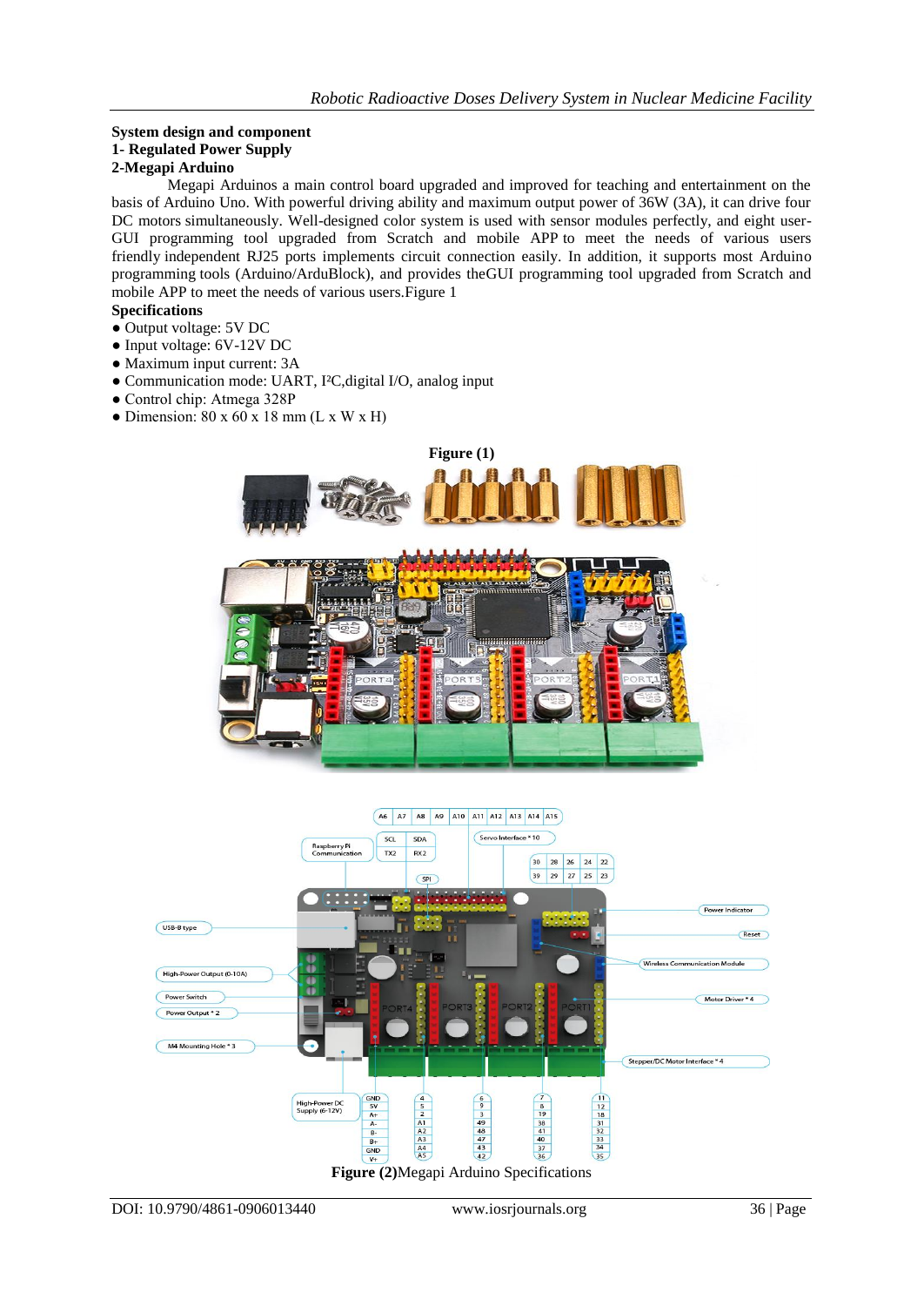**System design and component**

**1- Regulated Power Supply**

**2-Megapi Arduino**

Megapi Arduinos a main control board upgraded and improved for teaching and entertainment on the basis of Arduino Uno. With powerful driving ability and maximum output power of 36W (3A), it can drive four DC motors simultaneously. Well-designed color system is used with sensor modules perfectly, and eight user-GUI programming tool upgraded from Scratch and mobile APP to meet the needs of various users friendly independent RJ25 ports implements circuit connection easily. In addition, it supports most Arduino programming tools (Arduino/ArduBlock), and provides theGUI programming tool upgraded from Scratch and mobile APP to meet the needs of various users.Figure 1

**Specifications**

- Output voltage: 5V DC
- Input voltage: 6V-12V DC
- Maximum input current: 3A
- Communication mode: UART, I²C,digital I/O, analog input
- Control chip: Atmega 328P
- Dimension: 80 x 60 x 18 mm (L x W x H)

**Figure (1)**

**Figure (2)**Megapi Arduino Specifications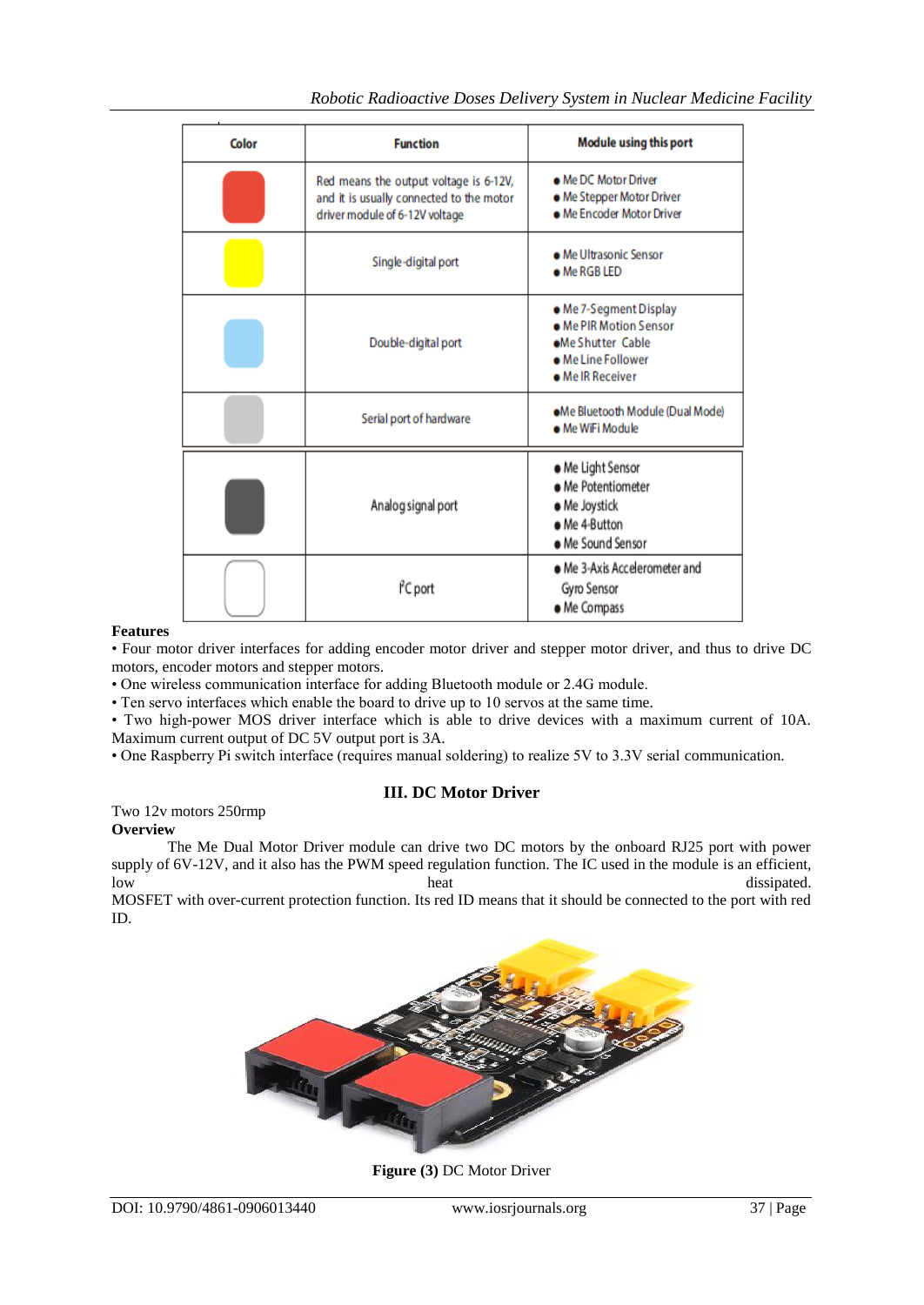| Color | Function | Module using this port |
|---|---|---|
| | Red means the output voltage is 6-12V, and it is usually connected to the motor driver module of 6-12V voltage | ● Me DC Motor Driver<br>● Me Stepper Motor Driver<br>● Me Encoder Motor Driver |
| | Single-digital port | ● Me Ultrasonic Sensor<br>● Me RGB LED |
| | Double-digital port | ● Me 7-Segment Display<br>● Me PIR Motion Sensor<br>● Me Shutter Cable<br>● Me Line Follower<br>● Me IR Receiver |
| | Serial port of hardware | ● Me Bluetooth Module (Dual Mode)<br>● Me WiFi Module |
| | Analog signal port | ● Me Light Sensor<br>● Me Potentiometer<br>● Me Joystick<br>● Me 4-Button<br>● Me Sound Sensor |
| | I²C port | ● Me 3-Axis Accelerometer and Gyro Sensor<br>● Me Compass |

**Features**

• Four motor driver interfaces for adding encoder motor driver and stepper motor driver, and thus to drive DC motors, encoder motors and stepper motors.
• One wireless communication interface for adding Bluetooth module or 2.4G module.
• Ten servo interfaces which enable the board to drive up to 10 servos at the same time.
• Two high-power MOS driver interface which is able to drive devices with a maximum current of 10A. Maximum current output of DC 5V output port is 3A.
• One Raspberry Pi switch interface (requires manual soldering) to realize 5V to 3.3V serial communication.

## III. DC Motor Driver

Two 12v motors 250rmp

**Overview**

The Me Dual Motor Driver module can drive two DC motors by the onboard RJ25 port with power supply of 6V-12V, and it also has the PWM speed regulation function. The IC used in the module is an efficient, low heat dissipated. MOSFET with over-current protection function. Its red ID means that it should be connected to the port with red ID.

**Figure (3)** DC Motor Driver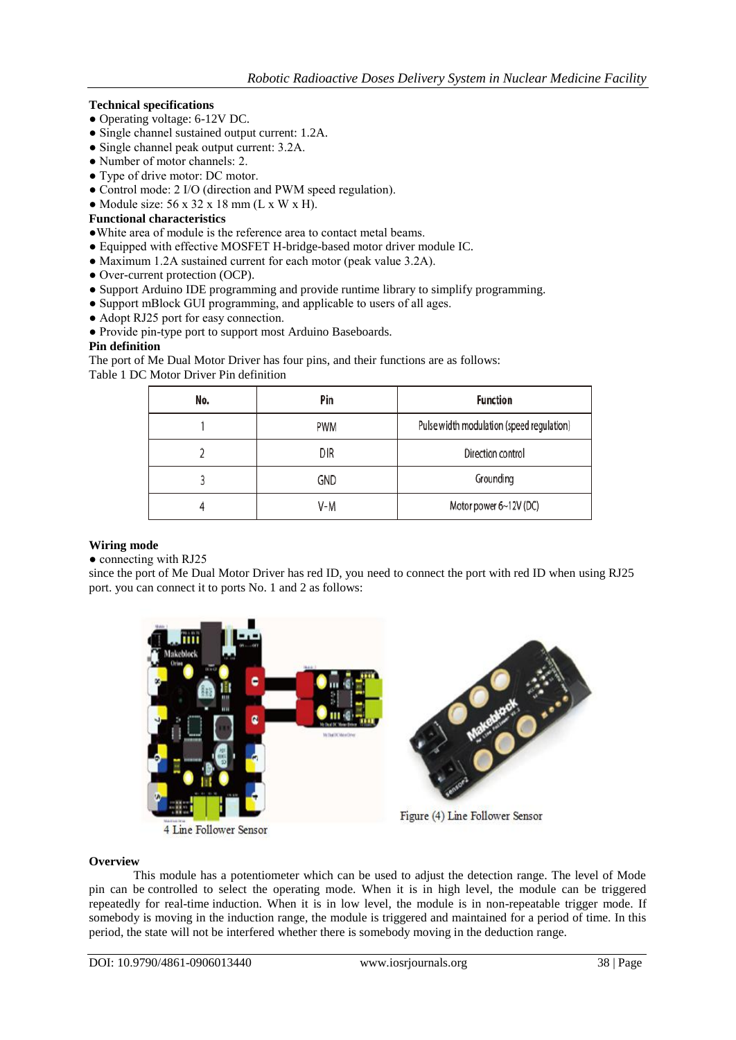**Technical specifications**

- Operating voltage: 6-12V DC.
- Single channel sustained output current: 1.2A.
- Single channel peak output current: 3.2A.
- Number of motor channels: 2.
- Type of drive motor: DC motor.
- Control mode: 2 I/O (direction and PWM speed regulation).
- Module size: 56 x 32 x 18 mm (L x W x H).

**Functional characteristics**

- White area of module is the reference area to contact metal beams.
- Equipped with effective MOSFET H-bridge-based motor driver module IC.
- Maximum 1.2A sustained current for each motor (peak value 3.2A).
- Over-current protection (OCP).
- Support Arduino IDE programming and provide runtime library to simplify programming.
- Support mBlock GUI programming, and applicable to users of all ages.
- Adopt RJ25 port for easy connection.
- Provide pin-type port to support most Arduino Baseboards.

**Pin definition**

The port of Me Dual Motor Driver has four pins, and their functions are as follows:

Table 1 DC Motor Driver Pin definition

| No. | Pin | Function |
|---|---|---|
| 1 | PWM | Pulse width modulation (speed regulation) |
| 2 | DIR | Direction control |
| 3 | GND | Grounding |
| 4 | V-M | Motor power 6~12V (DC) |

**Wiring mode**

- connecting with RJ25

since the port of Me Dual Motor Driver has red ID, you need to connect the port with red ID when using RJ25 port. you can connect it to ports No. 1 and 2 as follows:

4 Line Follower Sensor

Figure (4) Line Follower Sensor

**Overview**

This module has a potentiometer which can be used to adjust the detection range. The level of Mode pin can be controlled to select the operating mode. When it is in high level, the module can be triggered repeatedly for real-time induction. When it is in low level, the module is in non-repeatable trigger mode. If somebody is moving in the induction range, the module is triggered and maintained for a period of time. In this period, the state will not be interfered whether there is somebody moving in the deduction range.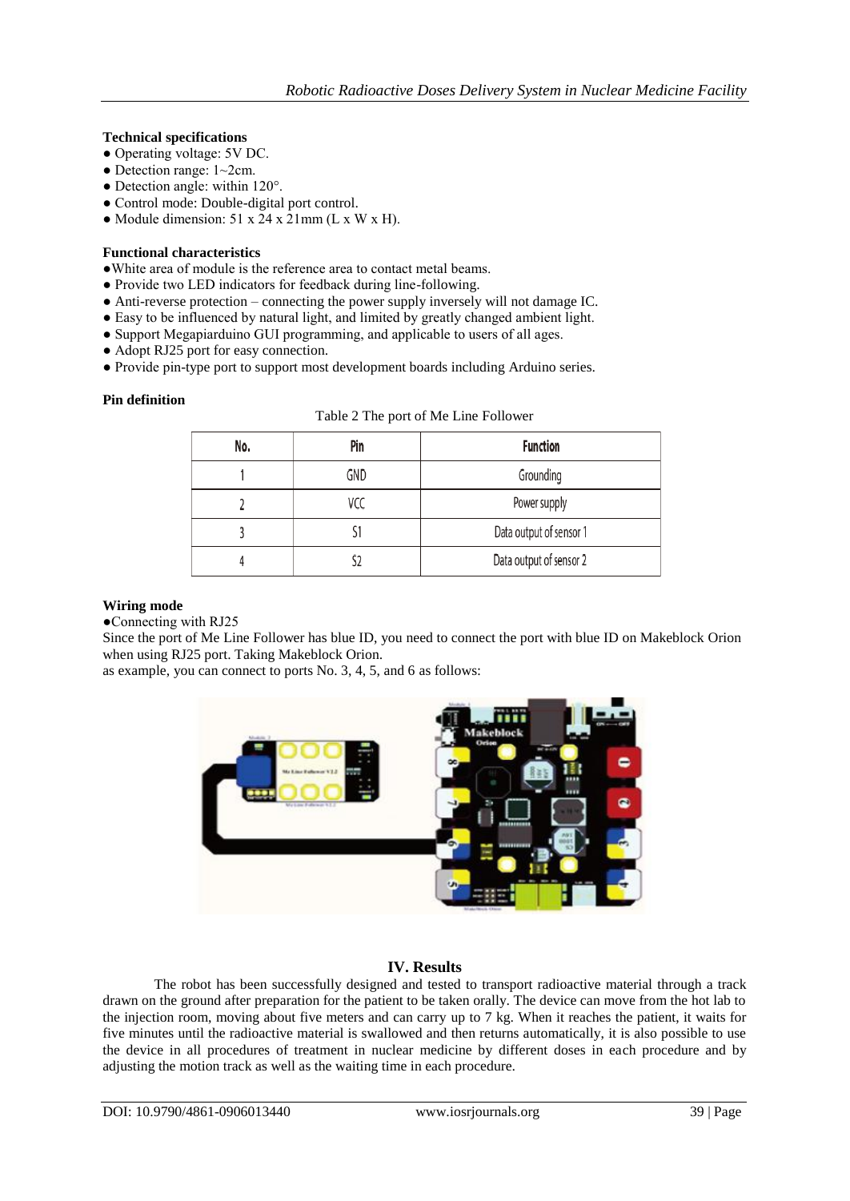**Technical specifications**

- Operating voltage: 5V DC.
- Detection range: 1~2cm.
- Detection angle: within 120°.
- Control mode: Double-digital port control.
- Module dimension: 51 x 24 x 21mm (L x W x H).

**Functional characteristics**

- White area of module is the reference area to contact metal beams.
- Provide two LED indicators for feedback during line-following.
- Anti-reverse protection – connecting the power supply inversely will not damage IC.
- Easy to be influenced by natural light, and limited by greatly changed ambient light.
- Support Megapiarduino GUI programming, and applicable to users of all ages.
- Adopt RJ25 port for easy connection.
- Provide pin-type port to support most development boards including Arduino series.

**Pin definition**

Table 2 The port of Me Line Follower

| No. | Pin | Function |
|---|---|---|
| 1 | GND | Grounding |
| 2 | VCC | Power supply |
| 3 | S1 | Data output of sensor 1 |
| 4 | S2 | Data output of sensor 2 |

**Wiring mode**

- Connecting with RJ25

Since the port of Me Line Follower has blue ID, you need to connect the port with blue ID on Makeblock Orion when using RJ25 port. Taking Makeblock Orion.
as example, you can connect to ports No. 3, 4, 5, and 6 as follows:

## IV. Results

The robot has been successfully designed and tested to transport radioactive material through a track drawn on the ground after preparation for the patient to be taken orally. The device can move from the hot lab to the injection room, moving about five meters and can carry up to 7 kg. When it reaches the patient, it waits for five minutes until the radioactive material is swallowed and then returns automatically, it is also possible to use the device in all procedures of treatment in nuclear medicine by different doses in each procedure and by adjusting the motion track as well as the waiting time in each procedure.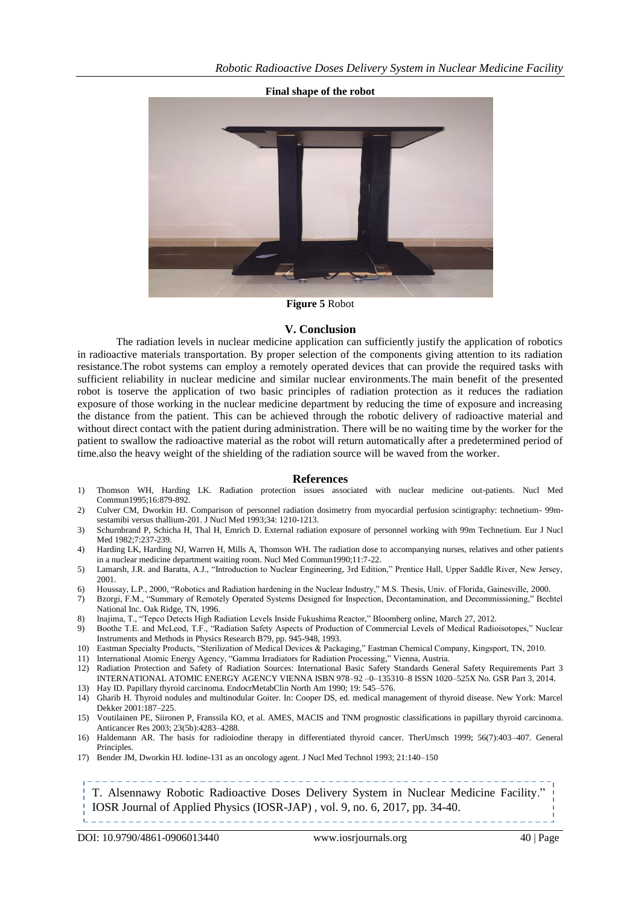**Final shape of the robot**

**Figure 5** Robot

## V. Conclusion

The radiation levels in nuclear medicine application can sufficiently justify the application of robotics in radioactive materials transportation. By proper selection of the components giving attention to its radiation resistance.The robot systems can employ a remotely operated devices that can provide the required tasks with sufficient reliability in nuclear medicine and similar nuclear environments.The main benefit of the presented robot is toserve the application of two basic principles of radiation protection as it reduces the radiation exposure of those working in the nuclear medicine department by reducing the time of exposure and increasing the distance from the patient. This can be achieved through the robotic delivery of radioactive material and without direct contact with the patient during administration. There will be no waiting time by the worker for the patient to swallow the radioactive material as the robot will return automatically after a predetermined period of time.also the heavy weight of the shielding of the radiation source will be waved from the worker.

## References

1) Thomson WH, Harding LK. Radiation protection issues associated with nuclear medicine out-patients. Nucl Med Commun1995;16:879-892.
2) Culver CM, Dworkin HJ. Comparison of personnel radiation dosimetry from myocardial perfusion scintigraphy: technetium- 99m-sestamibi versus thallium-201. J Nucl Med 1993;34: 1210-1213.
3) Schurnbrand P, Schicha H, Thal H, Emrich D. External radiation exposure of personnel working with 99m Technetium. Eur J Nucl Med 1982;7:237-239.
4) Harding LK, Harding NJ, Warren H, Mills A, Thomson WH. The radiation dose to accompanying nurses, relatives and other patients in a nuclear medicine department waiting room. Nucl Med Commun1990;11:7-22.
5) Lamarsh, J.R. and Baratta, A.J., "Introduction to Nuclear Engineering, 3rd Edition," Prentice Hall, Upper Saddle River, New Jersey, 2001.
6) Houssay, L.P., 2000, "Robotics and Radiation hardening in the Nuclear Industry," M.S. Thesis, Univ. of Florida, Gainesville, 2000.
7) Bzorgi, F.M., "Summary of Remotely Operated Systems Designed for Inspection, Decontamination, and Decommissioning," Bechtel National Inc. Oak Ridge, TN, 1996.
8) Inajima, T., "Tepco Detects High Radiation Levels Inside Fukushima Reactor," Bloomberg online, March 27, 2012.
9) Boothe T.E. and McLeod, T.F., "Radiation Safety Aspects of Production of Commercial Levels of Medical Radioisotopes," Nuclear Instruments and Methods in Physics Research B79, pp. 945-948, 1993.
10) Eastman Specialty Products, "Sterilization of Medical Devices & Packaging," Eastman Chemical Company, Kingsport, TN, 2010.
11) International Atomic Energy Agency, "Gamma Irradiators for Radiation Processing," Vienna, Austria.
12) Radiation Protection and Safety of Radiation Sources: International Basic Safety Standards General Safety Requirements Part 3 INTERNATIONAL ATOMIC ENERGY AGENCY VIENNA ISBN 978–92 –0–135310–8 ISSN 1020–525X No. GSR Part 3, 2014.
13) Hay ID. Papillary thyroid carcinoma. EndocrMetabClin North Am 1990; 19: 545–576.
14) Gharib H. Thyroid nodules and multinodular Goiter. In: Cooper DS, ed. medical management of thyroid disease. New York: Marcel Dekker 2001:187–225.
15) Voutilainen PE, Siironen P, Franssila KO, et al. AMES, MACIS and TNM prognostic classifications in papillary thyroid carcinoma. Anticancer Res 2003; 23(5b):4283–4288.
16) Haldemann AR. The basis for radioiodine therapy in differentiated thyroid cancer. TherUmsch 1999; 56(7):403–407. General Principles.
17) Bender JM, Dworkin HJ. Iodine-131 as an oncology agent. J Nucl Med Technol 1993; 21:140–150

T. Alsennawy Robotic Radioactive Doses Delivery System in Nuclear Medicine Facility." IOSR Journal of Applied Physics (IOSR-JAP) , vol. 9, no. 6, 2017, pp. 34-40.